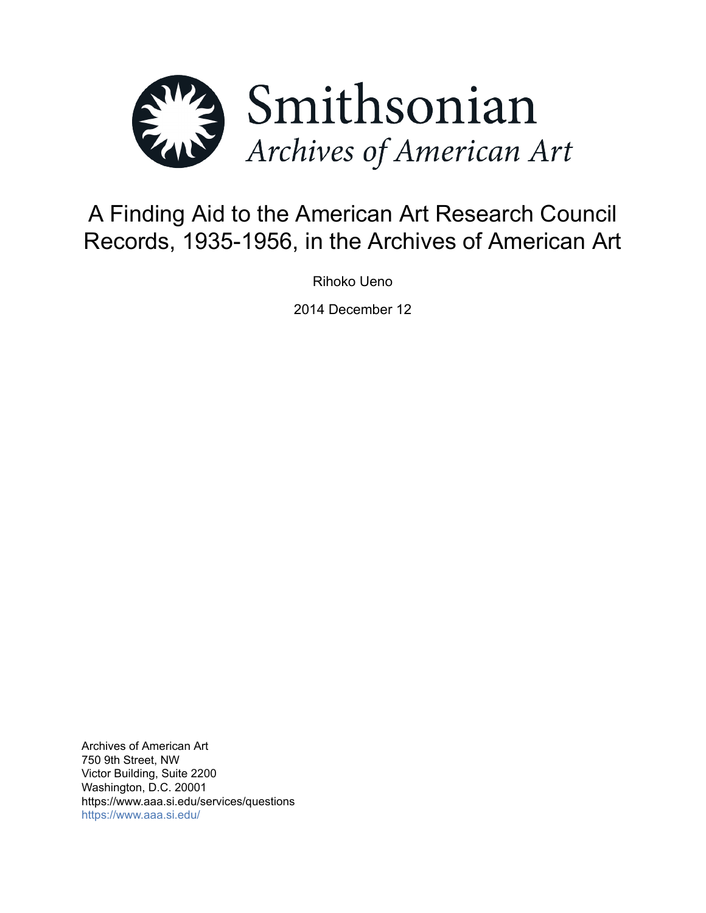Smithsonian
*Archives of American Art*

# A Finding Aid to the American Art Research Council Records, 1935-1956, in the Archives of American Art

Rihoko Ueno

2014 December 12

Archives of American Art
750 9th Street, NW
Victor Building, Suite 2200
Washington, D.C. 20001
https://www.aaa.si.edu/services/questions
https://www.aaa.si.edu/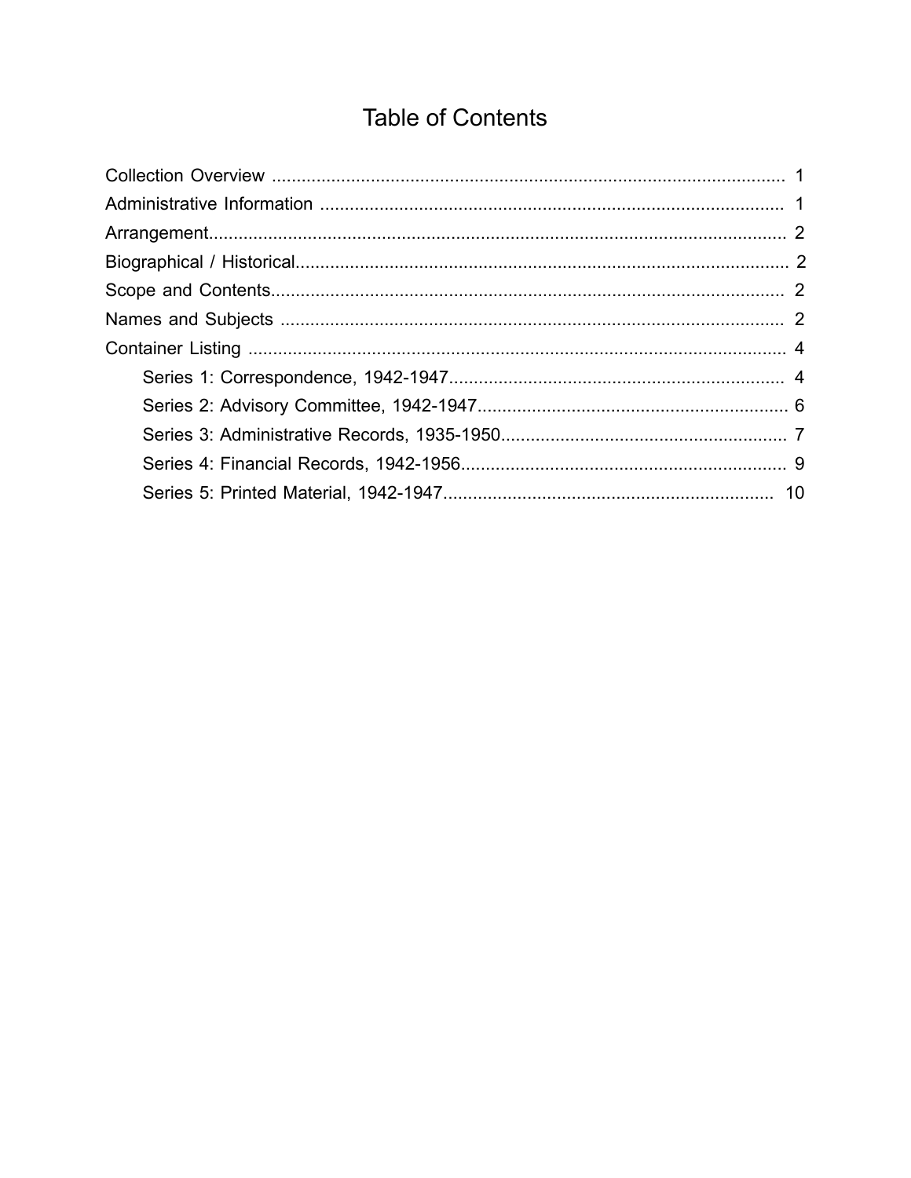# Table of Contents

- Collection Overview ........................................................................................................ 1
- Administrative Information .............................................................................................. 1
- Arrangement..................................................................................................................... 2
- Biographical / Historical................................................................................................... 2
- Scope and Contents......................................................................................................... 2
- Names and Subjects ........................................................................................................ 2
- Container Listing .............................................................................................................. 4
  - Series 1: Correspondence, 1942-1947.................................................................... 4
  - Series 2: Advisory Committee, 1942-1947............................................................... 6
  - Series 3: Administrative Records, 1935-1950.......................................................... 7
  - Series 4: Financial Records, 1942-1956.................................................................. 9
  - Series 5: Printed Material, 1942-1947.................................................................... 10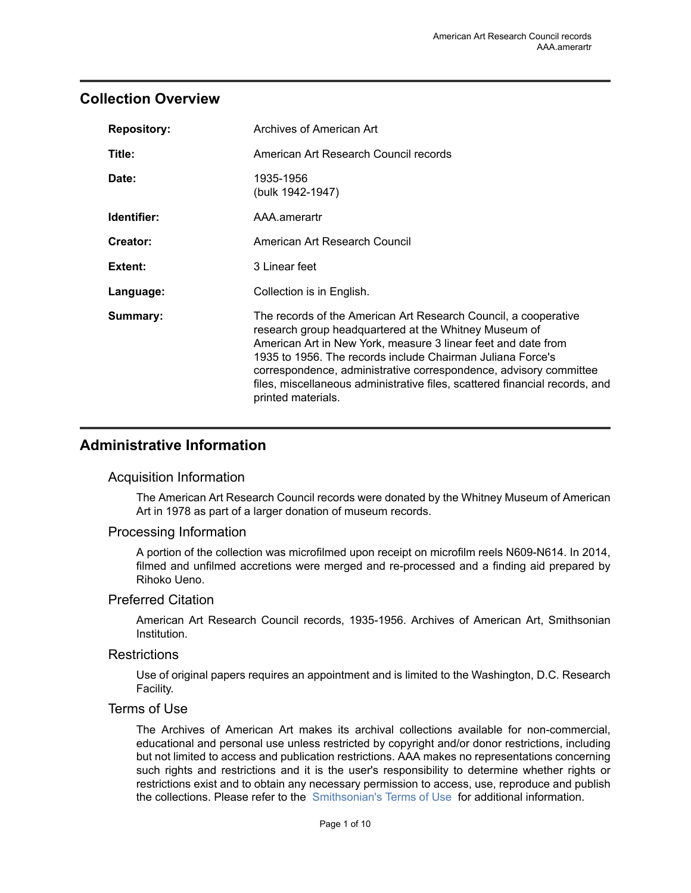## Collection Overview

| | |
|---|---|
| **Repository:** | Archives of American Art |
| **Title:** | American Art Research Council records |
| **Date:** | 1935-1956 (bulk 1942-1947) |
| **Identifier:** | AAA.amerartr |
| **Creator:** | American Art Research Council |
| **Extent:** | 3 Linear feet |
| **Language:** | Collection is in English. |
| **Summary:** | The records of the American Art Research Council, a cooperative research group headquartered at the Whitney Museum of American Art in New York, measure 3 linear feet and date from 1935 to 1956. The records include Chairman Juliana Force's correspondence, administrative correspondence, advisory committee files, miscellaneous administrative files, scattered financial records, and printed materials. |

## Administrative Information

### Acquisition Information

The American Art Research Council records were donated by the Whitney Museum of American Art in 1978 as part of a larger donation of museum records.

### Processing Information

A portion of the collection was microfilmed upon receipt on microfilm reels N609-N614. In 2014, filmed and unfilmed accretions were merged and re-processed and a finding aid prepared by Rihoko Ueno.

### Preferred Citation

American Art Research Council records, 1935-1956. Archives of American Art, Smithsonian Institution.

### Restrictions

Use of original papers requires an appointment and is limited to the Washington, D.C. Research Facility.

### Terms of Use

The Archives of American Art makes its archival collections available for non-commercial, educational and personal use unless restricted by copyright and/or donor restrictions, including but not limited to access and publication restrictions. AAA makes no representations concerning such rights and restrictions and it is the user's responsibility to determine whether rights or restrictions exist and to obtain any necessary permission to access, use, reproduce and publish the collections. Please refer to the Smithsonian's Terms of Use for additional information.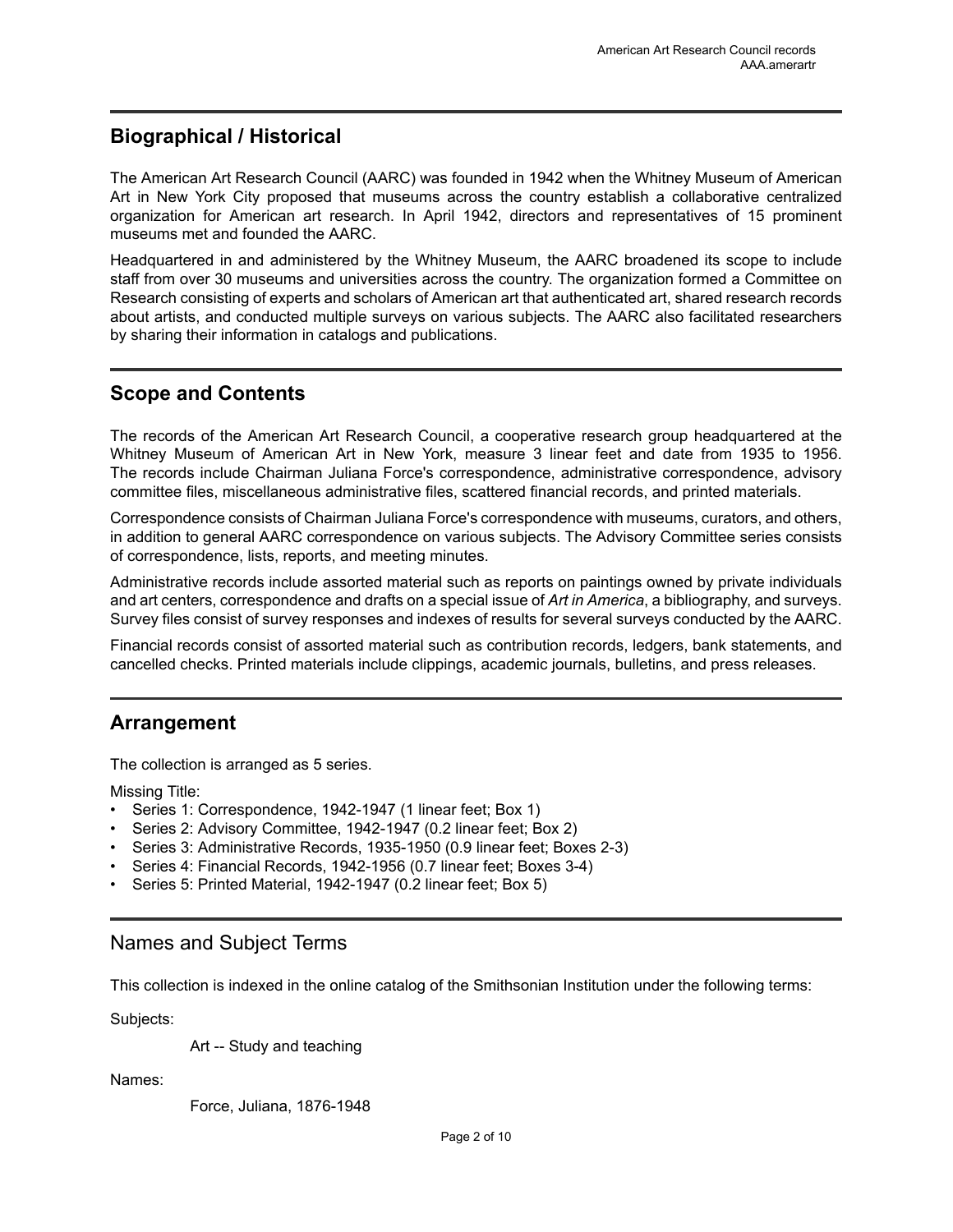## Biographical / Historical

The American Art Research Council (AARC) was founded in 1942 when the Whitney Museum of American Art in New York City proposed that museums across the country establish a collaborative centralized organization for American art research. In April 1942, directors and representatives of 15 prominent museums met and founded the AARC.

Headquartered in and administered by the Whitney Museum, the AARC broadened its scope to include staff from over 30 museums and universities across the country. The organization formed a Committee on Research consisting of experts and scholars of American art that authenticated art, shared research records about artists, and conducted multiple surveys on various subjects. The AARC also facilitated researchers by sharing their information in catalogs and publications.

## Scope and Contents

The records of the American Art Research Council, a cooperative research group headquartered at the Whitney Museum of American Art in New York, measure 3 linear feet and date from 1935 to 1956. The records include Chairman Juliana Force's correspondence, administrative correspondence, advisory committee files, miscellaneous administrative files, scattered financial records, and printed materials.

Correspondence consists of Chairman Juliana Force's correspondence with museums, curators, and others, in addition to general AARC correspondence on various subjects. The Advisory Committee series consists of correspondence, lists, reports, and meeting minutes.

Administrative records include assorted material such as reports on paintings owned by private individuals and art centers, correspondence and drafts on a special issue of *Art in America*, a bibliography, and surveys. Survey files consist of survey responses and indexes of results for several surveys conducted by the AARC.

Financial records consist of assorted material such as contribution records, ledgers, bank statements, and cancelled checks. Printed materials include clippings, academic journals, bulletins, and press releases.

## Arrangement

The collection is arranged as 5 series.

Missing Title:

- Series 1: Correspondence, 1942-1947 (1 linear feet; Box 1)
- Series 2: Advisory Committee, 1942-1947 (0.2 linear feet; Box 2)
- Series 3: Administrative Records, 1935-1950 (0.9 linear feet; Boxes 2-3)
- Series 4: Financial Records, 1942-1956 (0.7 linear feet; Boxes 3-4)
- Series 5: Printed Material, 1942-1947 (0.2 linear feet; Box 5)

## Names and Subject Terms

This collection is indexed in the online catalog of the Smithsonian Institution under the following terms:

Subjects:

Art -- Study and teaching

Names:

Force, Juliana, 1876-1948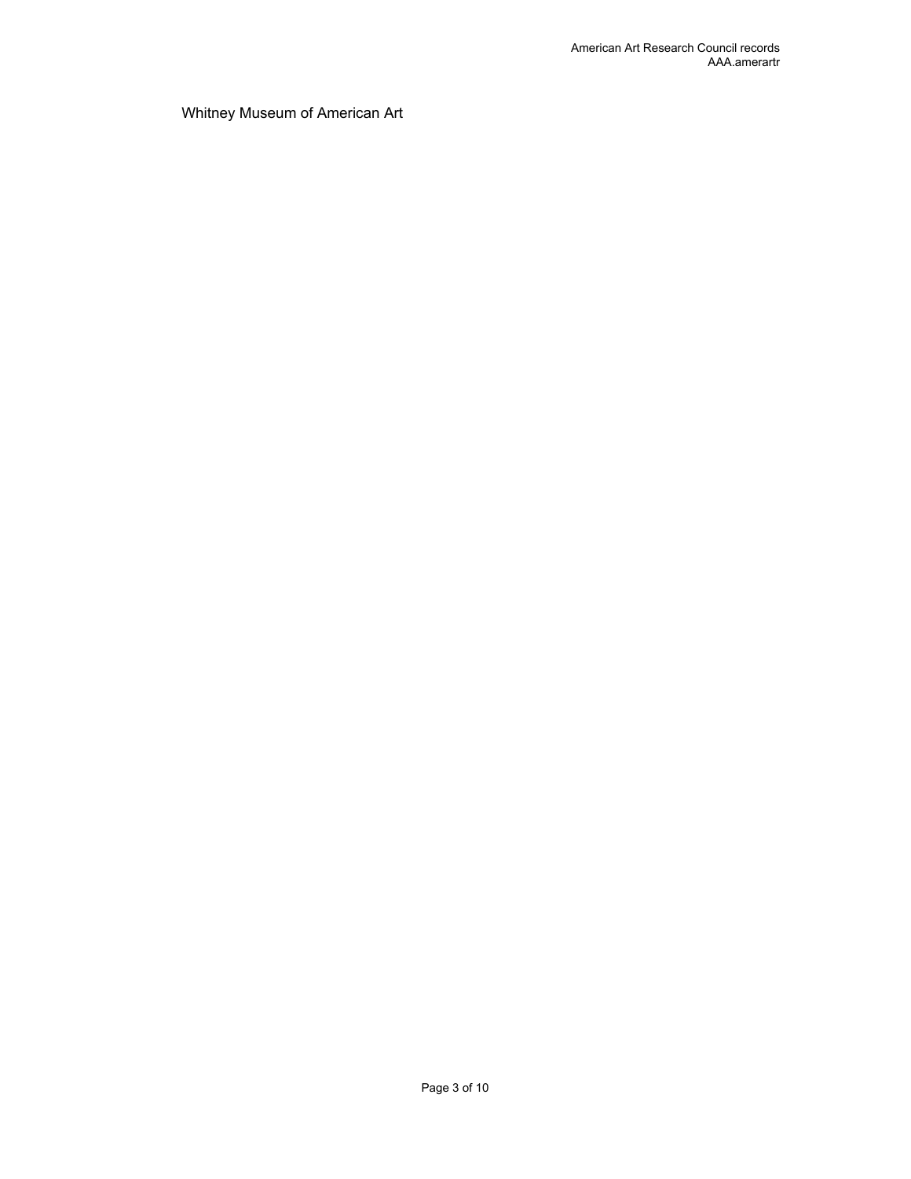Whitney Museum of American Art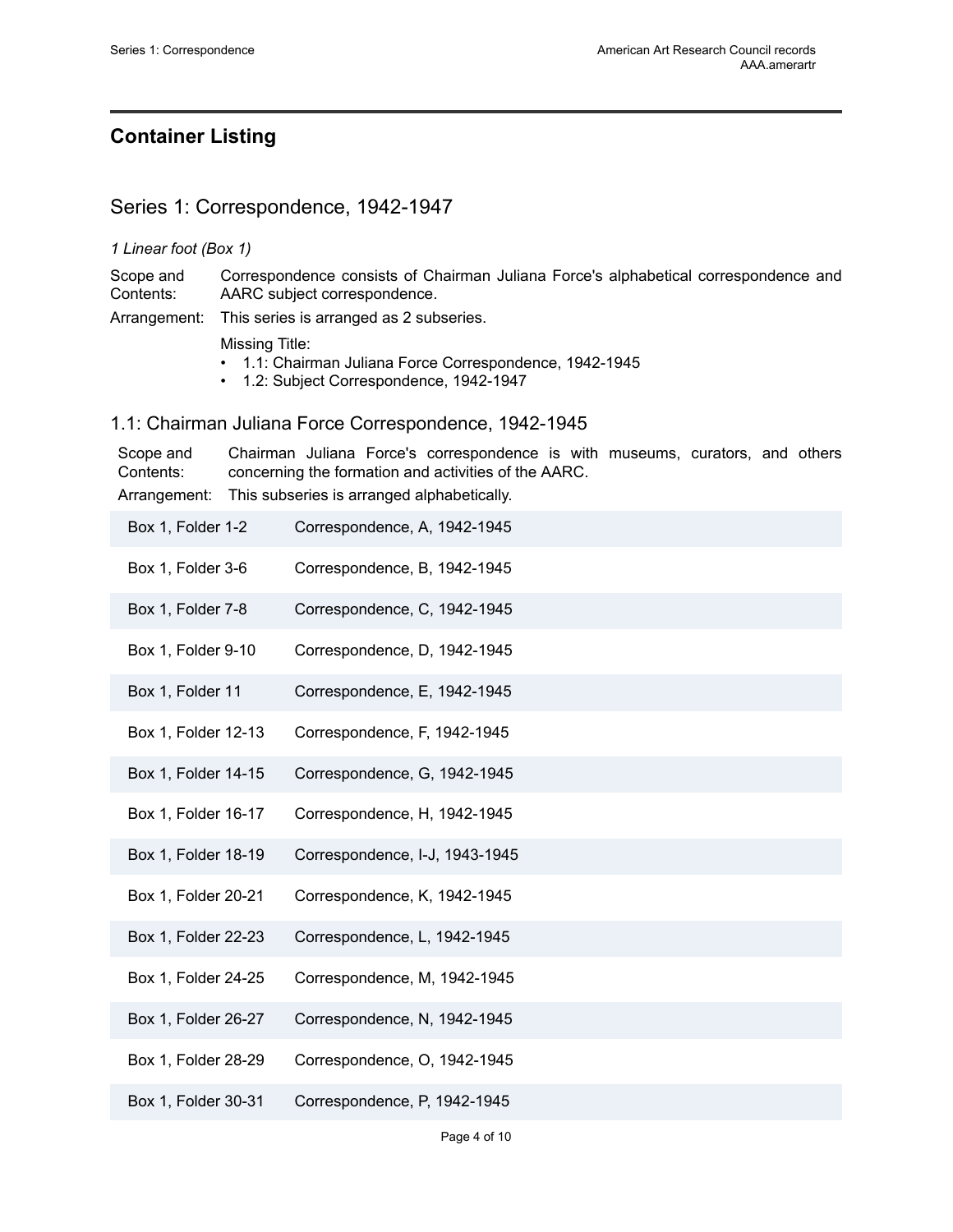## Container Listing

### Series 1: Correspondence, 1942-1947

*1 Linear foot (Box 1)*

Scope and Contents: Correspondence consists of Chairman Juliana Force's alphabetical correspondence and AARC subject correspondence.

Arrangement: This series is arranged as 2 subseries.

Missing Title:
- 1.1: Chairman Juliana Force Correspondence, 1942-1945
- 1.2: Subject Correspondence, 1942-1947

### 1.1: Chairman Juliana Force Correspondence, 1942-1945

Scope and Contents: Chairman Juliana Force's correspondence is with museums, curators, and others concerning the formation and activities of the AARC.

Arrangement: This subseries is arranged alphabetically.

| Container | Title |
|---|---|
| Box 1, Folder 1-2 | Correspondence, A, 1942-1945 |
| Box 1, Folder 3-6 | Correspondence, B, 1942-1945 |
| Box 1, Folder 7-8 | Correspondence, C, 1942-1945 |
| Box 1, Folder 9-10 | Correspondence, D, 1942-1945 |
| Box 1, Folder 11 | Correspondence, E, 1942-1945 |
| Box 1, Folder 12-13 | Correspondence, F, 1942-1945 |
| Box 1, Folder 14-15 | Correspondence, G, 1942-1945 |
| Box 1, Folder 16-17 | Correspondence, H, 1942-1945 |
| Box 1, Folder 18-19 | Correspondence, I-J, 1943-1945 |
| Box 1, Folder 20-21 | Correspondence, K, 1942-1945 |
| Box 1, Folder 22-23 | Correspondence, L, 1942-1945 |
| Box 1, Folder 24-25 | Correspondence, M, 1942-1945 |
| Box 1, Folder 26-27 | Correspondence, N, 1942-1945 |
| Box 1, Folder 28-29 | Correspondence, O, 1942-1945 |
| Box 1, Folder 30-31 | Correspondence, P, 1942-1945 |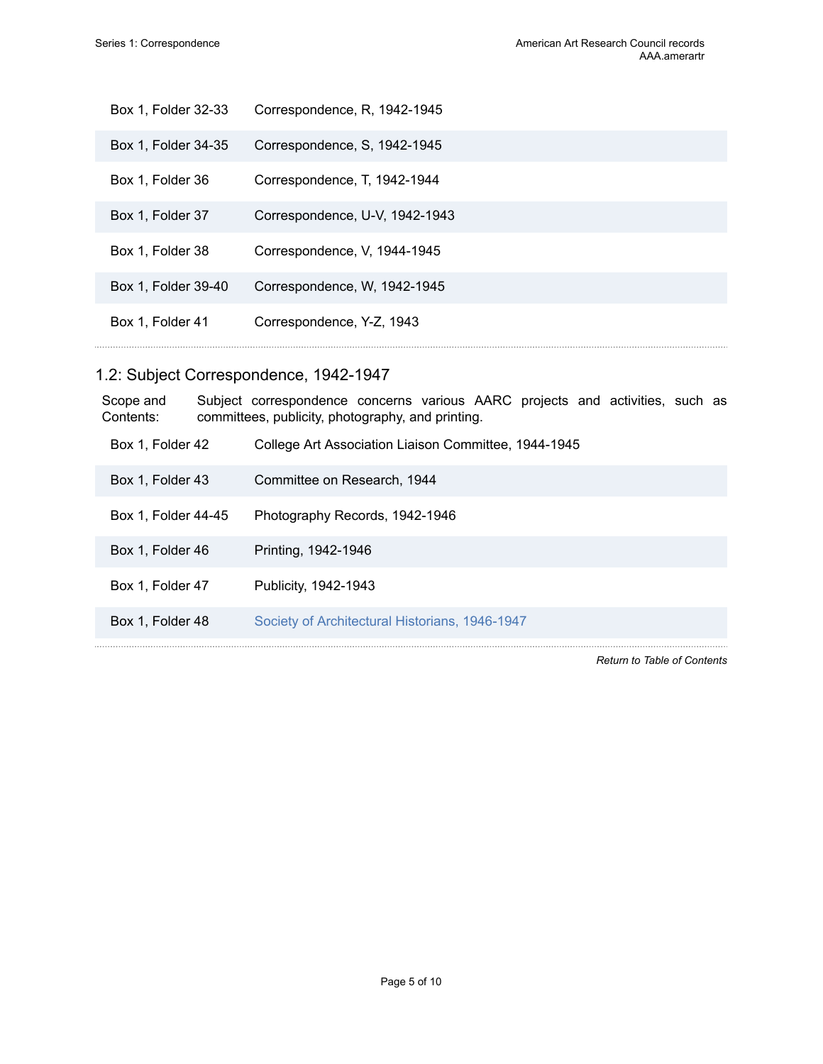| | |
|---|---|
| Box 1, Folder 32-33 | Correspondence, R, 1942-1945 |
| Box 1, Folder 34-35 | Correspondence, S, 1942-1945 |
| Box 1, Folder 36 | Correspondence, T, 1942-1944 |
| Box 1, Folder 37 | Correspondence, U-V, 1942-1943 |
| Box 1, Folder 38 | Correspondence, V, 1944-1945 |
| Box 1, Folder 39-40 | Correspondence, W, 1942-1945 |
| Box 1, Folder 41 | Correspondence, Y-Z, 1943 |

## 1.2: Subject Correspondence, 1942-1947

Scope and Contents: Subject correspondence concerns various AARC projects and activities, such as committees, publicity, photography, and printing.

| | |
|---|---|
| Box 1, Folder 42 | College Art Association Liaison Committee, 1944-1945 |
| Box 1, Folder 43 | Committee on Research, 1944 |
| Box 1, Folder 44-45 | Photography Records, 1942-1946 |
| Box 1, Folder 46 | Printing, 1942-1946 |
| Box 1, Folder 47 | Publicity, 1942-1943 |
| Box 1, Folder 48 | Society of Architectural Historians, 1946-1947 |

*Return to Table of Contents*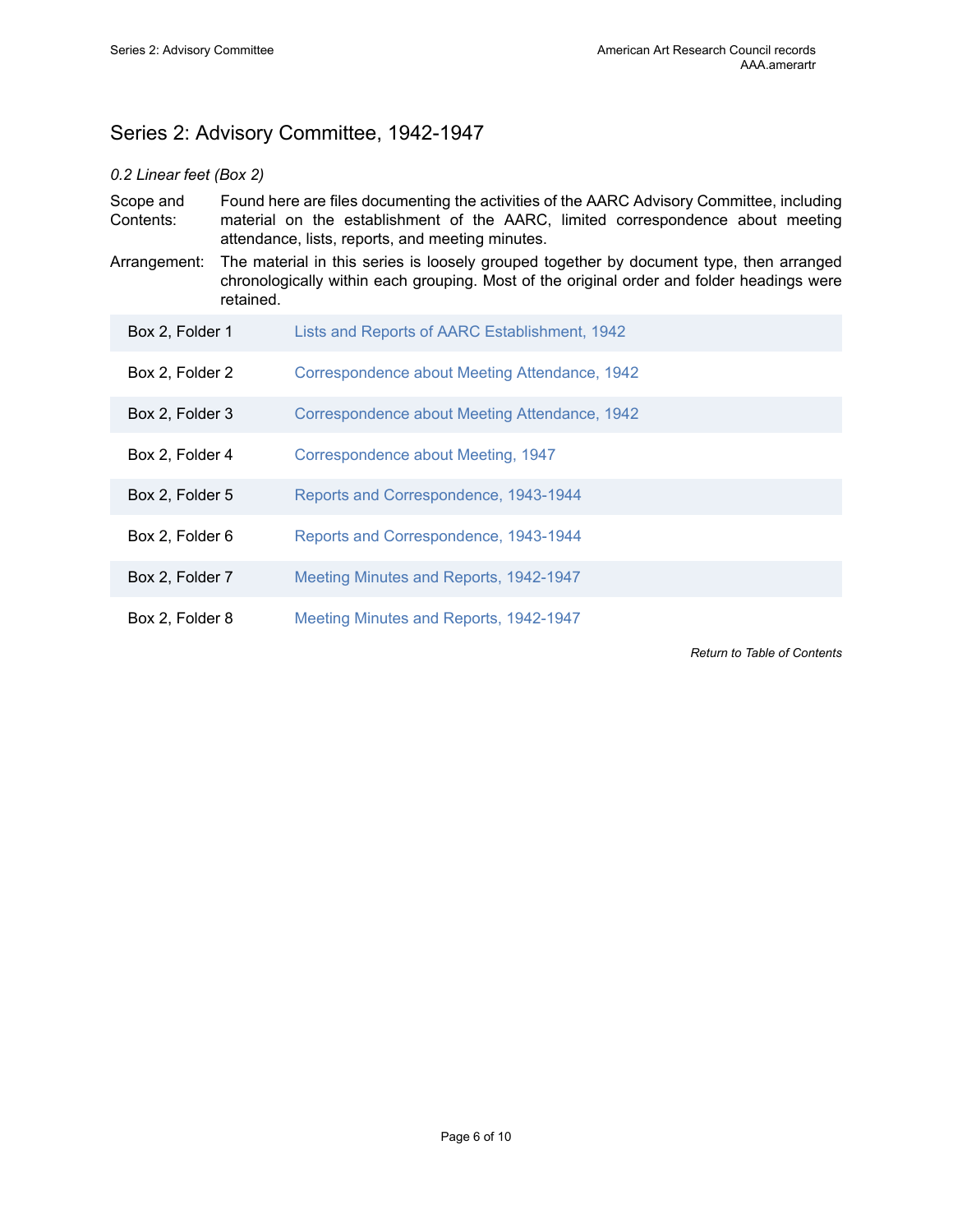## Series 2: Advisory Committee, 1942-1947

*0.2 Linear feet (Box 2)*

Scope and Contents: Found here are files documenting the activities of the AARC Advisory Committee, including material on the establishment of the AARC, limited correspondence about meeting attendance, lists, reports, and meeting minutes.

Arrangement: The material in this series is loosely grouped together by document type, then arranged chronologically within each grouping. Most of the original order and folder headings were retained.

| | |
|---|---|
| Box 2, Folder 1 | Lists and Reports of AARC Establishment, 1942 |
| Box 2, Folder 2 | Correspondence about Meeting Attendance, 1942 |
| Box 2, Folder 3 | Correspondence about Meeting Attendance, 1942 |
| Box 2, Folder 4 | Correspondence about Meeting, 1947 |
| Box 2, Folder 5 | Reports and Correspondence, 1943-1944 |
| Box 2, Folder 6 | Reports and Correspondence, 1943-1944 |
| Box 2, Folder 7 | Meeting Minutes and Reports, 1942-1947 |
| Box 2, Folder 8 | Meeting Minutes and Reports, 1942-1947 |

*Return to Table of Contents*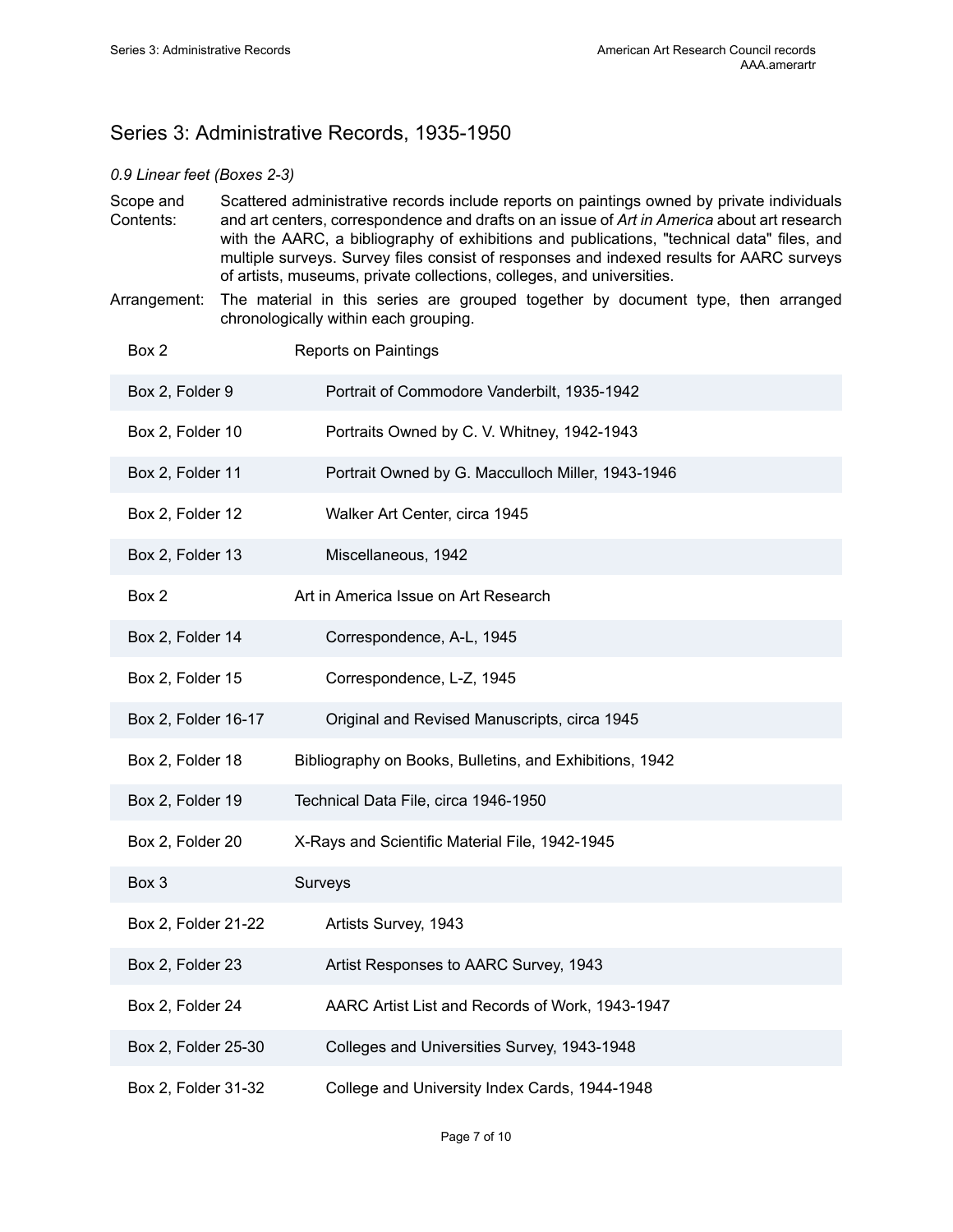## Series 3: Administrative Records, 1935-1950

*0.9 Linear feet (Boxes 2-3)*

Scope and Contents: Scattered administrative records include reports on paintings owned by private individuals and art centers, correspondence and drafts on an issue of *Art in America* about art research with the AARC, a bibliography of exhibitions and publications, "technical data" files, and multiple surveys. Survey files consist of responses and indexed results for AARC surveys of artists, museums, private collections, colleges, and universities.

Arrangement: The material in this series are grouped together by document type, then arranged chronologically within each grouping.

| Location | Title |
|---|---|
| Box 2 | Reports on Paintings |
| Box 2, Folder 9 | Portrait of Commodore Vanderbilt, 1935-1942 |
| Box 2, Folder 10 | Portraits Owned by C. V. Whitney, 1942-1943 |
| Box 2, Folder 11 | Portrait Owned by G. Macculloch Miller, 1943-1946 |
| Box 2, Folder 12 | Walker Art Center, circa 1945 |
| Box 2, Folder 13 | Miscellaneous, 1942 |
| Box 2 | Art in America Issue on Art Research |
| Box 2, Folder 14 | Correspondence, A-L, 1945 |
| Box 2, Folder 15 | Correspondence, L-Z, 1945 |
| Box 2, Folder 16-17 | Original and Revised Manuscripts, circa 1945 |
| Box 2, Folder 18 | Bibliography on Books, Bulletins, and Exhibitions, 1942 |
| Box 2, Folder 19 | Technical Data File, circa 1946-1950 |
| Box 2, Folder 20 | X-Rays and Scientific Material File, 1942-1945 |
| Box 3 | Surveys |
| Box 2, Folder 21-22 | Artists Survey, 1943 |
| Box 2, Folder 23 | Artist Responses to AARC Survey, 1943 |
| Box 2, Folder 24 | AARC Artist List and Records of Work, 1943-1947 |
| Box 2, Folder 25-30 | Colleges and Universities Survey, 1943-1948 |
| Box 2, Folder 31-32 | College and University Index Cards, 1944-1948 |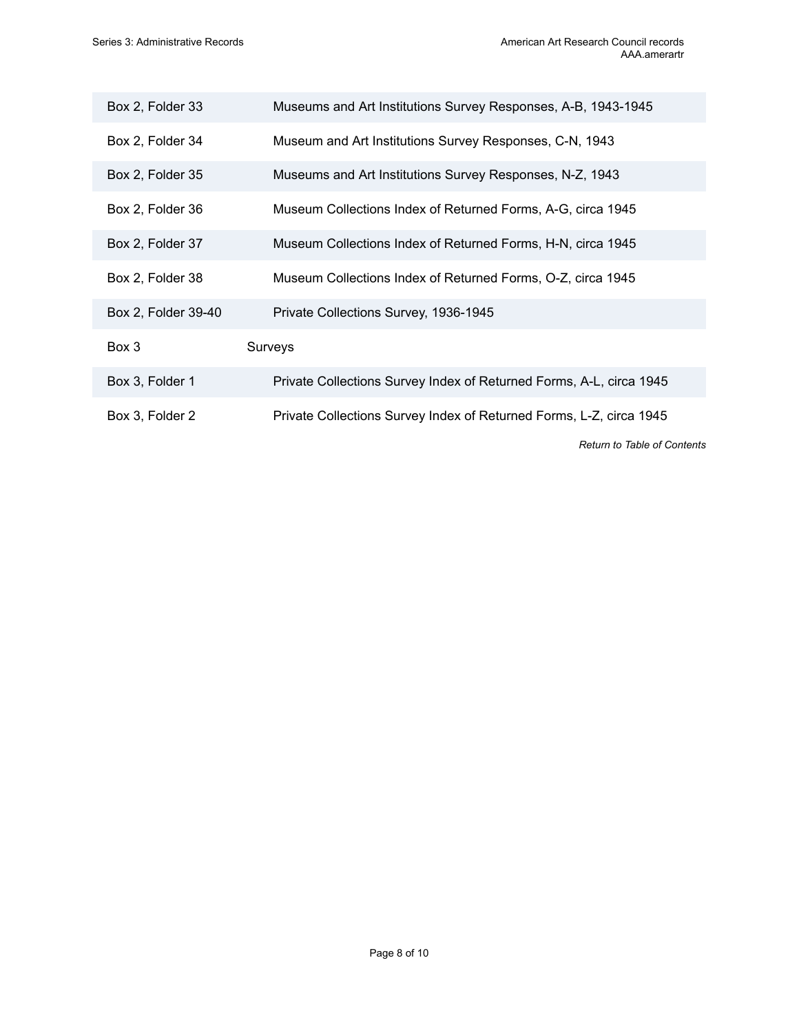| | |
|---|---|
| Box 2, Folder 33 | Museums and Art Institutions Survey Responses, A-B, 1943-1945 |
| Box 2, Folder 34 | Museum and Art Institutions Survey Responses, C-N, 1943 |
| Box 2, Folder 35 | Museums and Art Institutions Survey Responses, N-Z, 1943 |
| Box 2, Folder 36 | Museum Collections Index of Returned Forms, A-G, circa 1945 |
| Box 2, Folder 37 | Museum Collections Index of Returned Forms, H-N, circa 1945 |
| Box 2, Folder 38 | Museum Collections Index of Returned Forms, O-Z, circa 1945 |
| Box 2, Folder 39-40 | Private Collections Survey, 1936-1945 |
| Box 3 | Surveys |
| Box 3, Folder 1 | Private Collections Survey Index of Returned Forms, A-L, circa 1945 |
| Box 3, Folder 2 | Private Collections Survey Index of Returned Forms, L-Z, circa 1945 |

*Return to Table of Contents*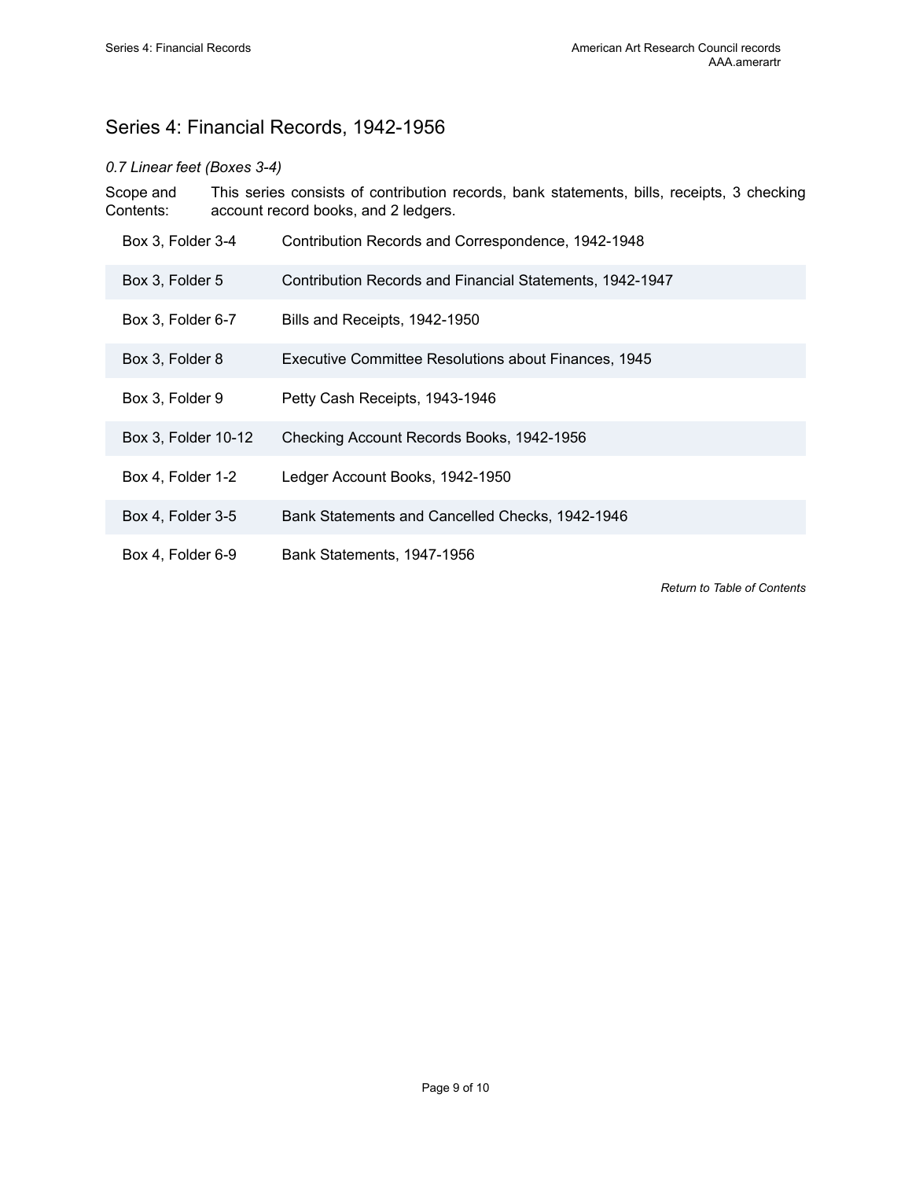## Series 4: Financial Records, 1942-1956

*0.7 Linear feet (Boxes 3-4)*

Scope and Contents: This series consists of contribution records, bank statements, bills, receipts, 3 checking account record books, and 2 ledgers.

| Location | Title |
|---|---|
| Box 3, Folder 3-4 | Contribution Records and Correspondence, 1942-1948 |
| Box 3, Folder 5 | Contribution Records and Financial Statements, 1942-1947 |
| Box 3, Folder 6-7 | Bills and Receipts, 1942-1950 |
| Box 3, Folder 8 | Executive Committee Resolutions about Finances, 1945 |
| Box 3, Folder 9 | Petty Cash Receipts, 1943-1946 |
| Box 3, Folder 10-12 | Checking Account Records Books, 1942-1956 |
| Box 4, Folder 1-2 | Ledger Account Books, 1942-1950 |
| Box 4, Folder 3-5 | Bank Statements and Cancelled Checks, 1942-1946 |
| Box 4, Folder 6-9 | Bank Statements, 1947-1956 |

*Return to Table of Contents*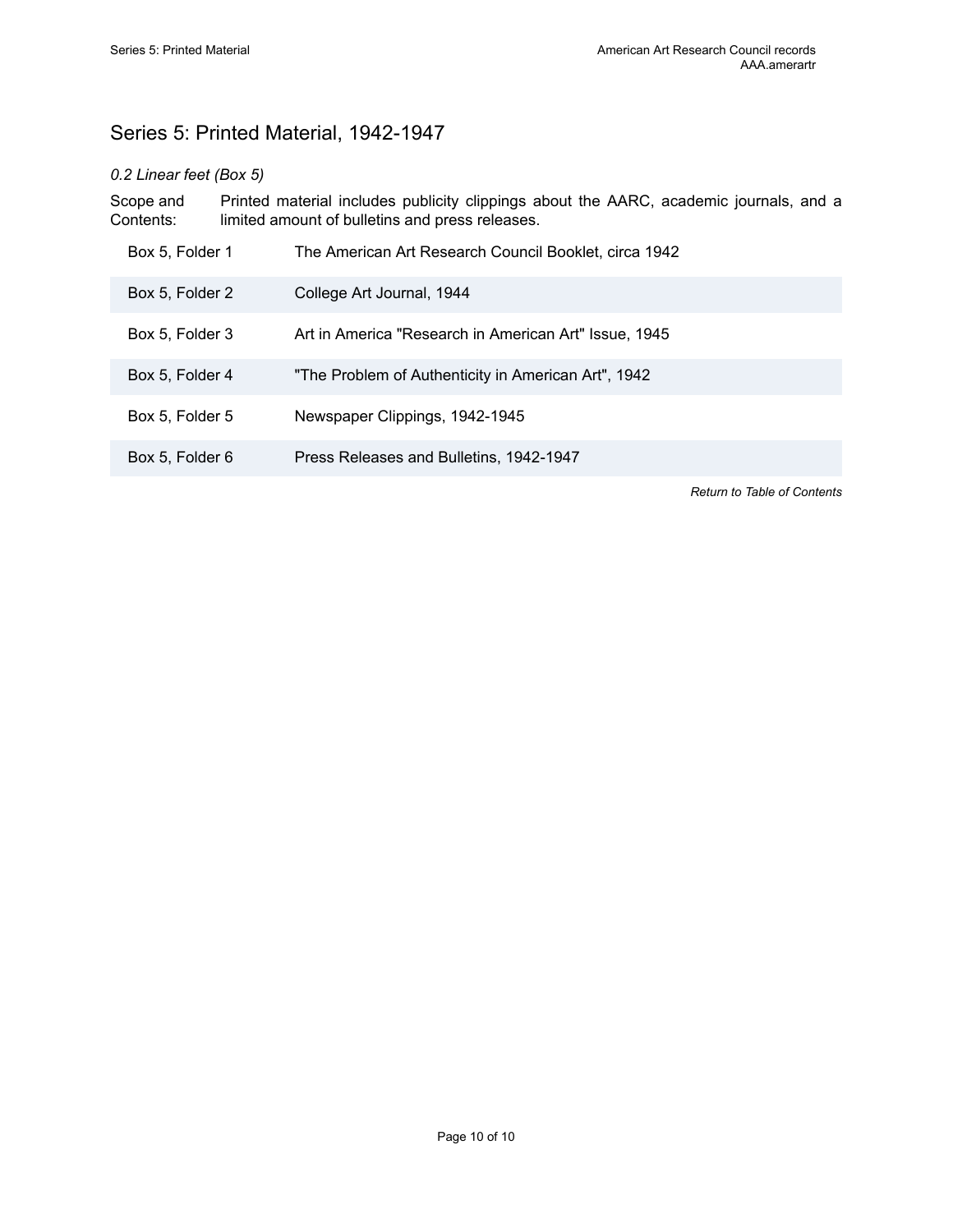## Series 5: Printed Material, 1942-1947

*0.2 Linear feet (Box 5)*

Scope and Contents: Printed material includes publicity clippings about the AARC, academic journals, and a limited amount of bulletins and press releases.

| | |
|---|---|
| Box 5, Folder 1 | The American Art Research Council Booklet, circa 1942 |
| Box 5, Folder 2 | College Art Journal, 1944 |
| Box 5, Folder 3 | Art in America "Research in American Art" Issue, 1945 |
| Box 5, Folder 4 | "The Problem of Authenticity in American Art", 1942 |
| Box 5, Folder 5 | Newspaper Clippings, 1942-1945 |
| Box 5, Folder 6 | Press Releases and Bulletins, 1942-1947 |

*Return to Table of Contents*